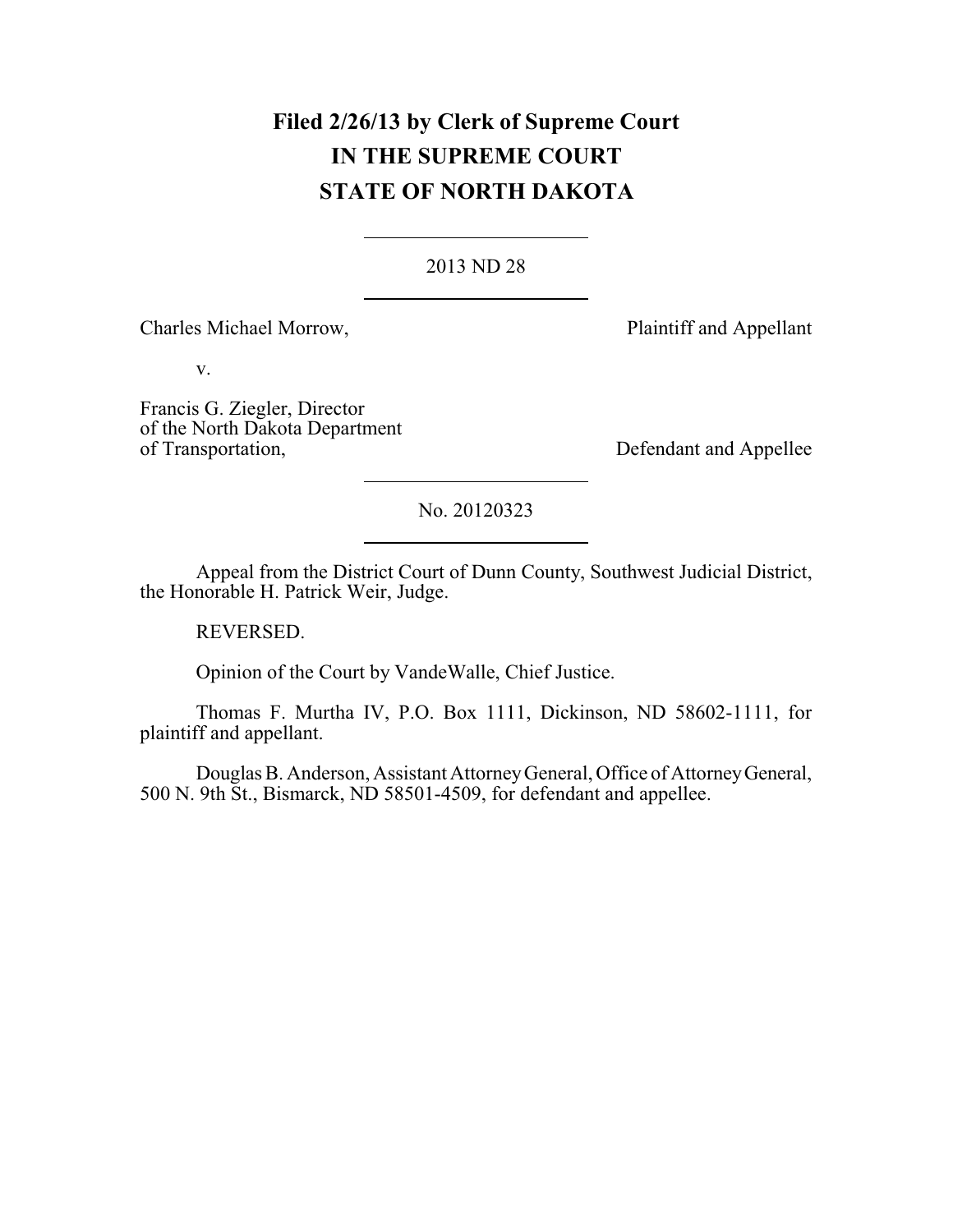**Filed 2/26/13 by Clerk of Supreme Court**
**IN THE SUPREME COURT**
**STATE OF NORTH DAKOTA**

---

2013 ND 28

---

Charles Michael Morrow, Plaintiff and Appellant

v.

Francis G. Ziegler, Director of the North Dakota Department of Transportation, Defendant and Appellee

---

No. 20120323

---

Appeal from the District Court of Dunn County, Southwest Judicial District, the Honorable H. Patrick Weir, Judge.

REVERSED.

Opinion of the Court by VandeWalle, Chief Justice.

Thomas F. Murtha IV, P.O. Box 1111, Dickinson, ND 58602-1111, for plaintiff and appellant.

Douglas B. Anderson, Assistant Attorney General, Office of Attorney General, 500 N. 9th St., Bismarck, ND 58501-4509, for defendant and appellee.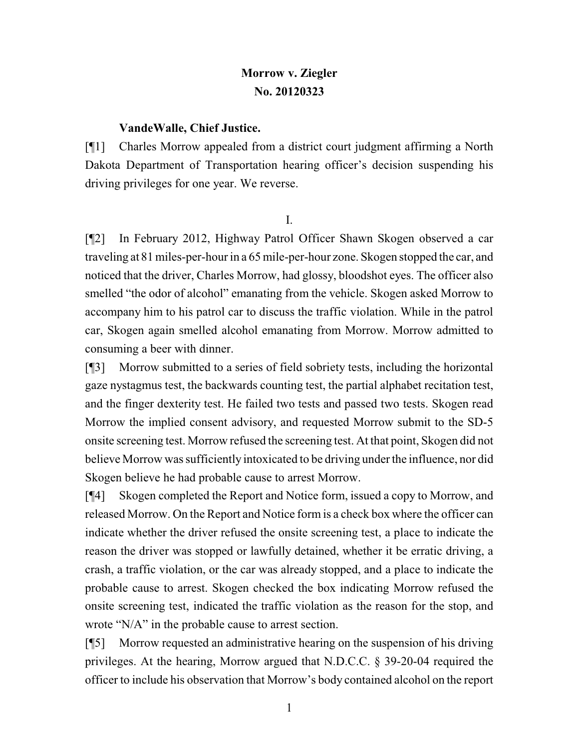**Morrow v. Ziegler**
**No. 20120323**

**VandeWalle, Chief Justice.**

[¶1] Charles Morrow appealed from a district court judgment affirming a North Dakota Department of Transportation hearing officer's decision suspending his driving privileges for one year. We reverse.

I.

[¶2] In February 2012, Highway Patrol Officer Shawn Skogen observed a car traveling at 81 miles-per-hour in a 65 mile-per-hour zone. Skogen stopped the car, and noticed that the driver, Charles Morrow, had glossy, bloodshot eyes. The officer also smelled "the odor of alcohol" emanating from the vehicle. Skogen asked Morrow to accompany him to his patrol car to discuss the traffic violation. While in the patrol car, Skogen again smelled alcohol emanating from Morrow. Morrow admitted to consuming a beer with dinner.

[¶3] Morrow submitted to a series of field sobriety tests, including the horizontal gaze nystagmus test, the backwards counting test, the partial alphabet recitation test, and the finger dexterity test. He failed two tests and passed two tests. Skogen read Morrow the implied consent advisory, and requested Morrow submit to the SD-5 onsite screening test. Morrow refused the screening test. At that point, Skogen did not believe Morrow was sufficiently intoxicated to be driving under the influence, nor did Skogen believe he had probable cause to arrest Morrow.

[¶4] Skogen completed the Report and Notice form, issued a copy to Morrow, and released Morrow. On the Report and Notice form is a check box where the officer can indicate whether the driver refused the onsite screening test, a place to indicate the reason the driver was stopped or lawfully detained, whether it be erratic driving, a crash, a traffic violation, or the car was already stopped, and a place to indicate the probable cause to arrest. Skogen checked the box indicating Morrow refused the onsite screening test, indicated the traffic violation as the reason for the stop, and wrote "N/A" in the probable cause to arrest section.

[¶5] Morrow requested an administrative hearing on the suspension of his driving privileges. At the hearing, Morrow argued that N.D.C.C. § 39-20-04 required the officer to include his observation that Morrow's body contained alcohol on the report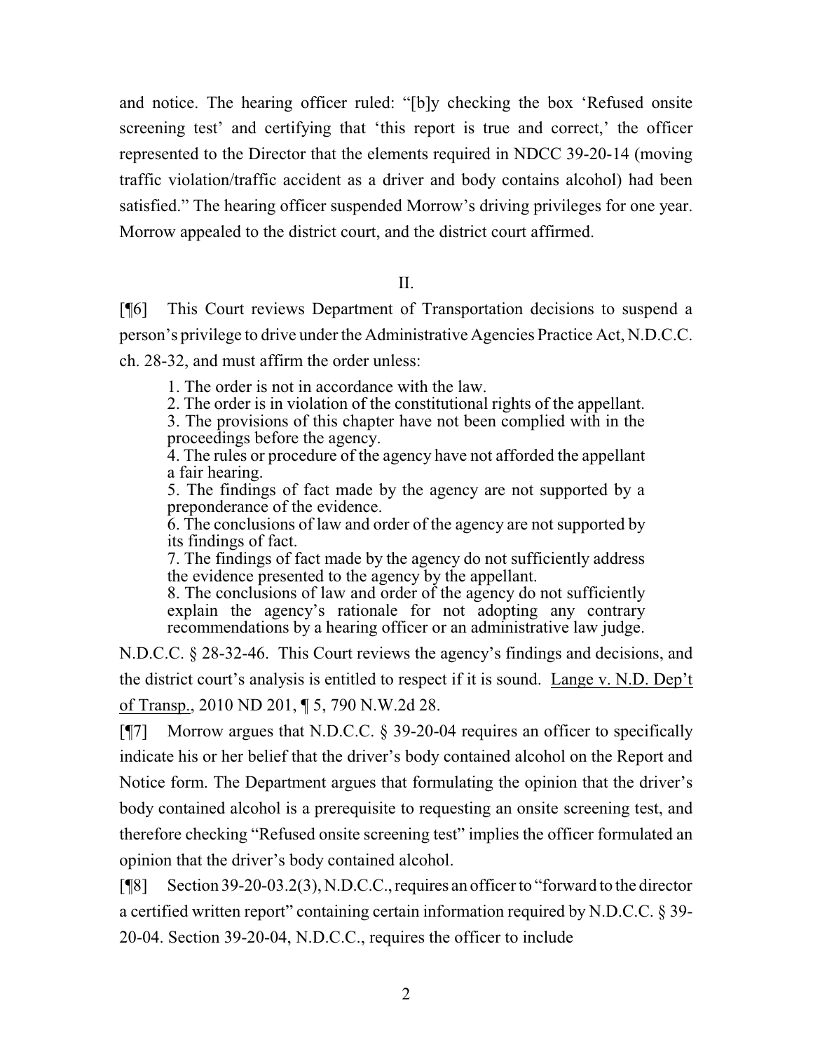and notice. The hearing officer ruled: "[b]y checking the box 'Refused onsite screening test' and certifying that 'this report is true and correct,' the officer represented to the Director that the elements required in NDCC 39-20-14 (moving traffic violation/traffic accident as a driver and body contains alcohol) had been satisfied." The hearing officer suspended Morrow's driving privileges for one year. Morrow appealed to the district court, and the district court affirmed.

## II.

[¶6] This Court reviews Department of Transportation decisions to suspend a person's privilege to drive under the Administrative Agencies Practice Act, N.D.C.C. ch. 28-32, and must affirm the order unless:

> 1. The order is not in accordance with the law.
> 2. The order is in violation of the constitutional rights of the appellant.
> 3. The provisions of this chapter have not been complied with in the proceedings before the agency.
> 4. The rules or procedure of the agency have not afforded the appellant a fair hearing.
> 5. The findings of fact made by the agency are not supported by a preponderance of the evidence.
> 6. The conclusions of law and order of the agency are not supported by its findings of fact.
> 7. The findings of fact made by the agency do not sufficiently address the evidence presented to the agency by the appellant.
> 8. The conclusions of law and order of the agency do not sufficiently explain the agency's rationale for not adopting any contrary recommendations by a hearing officer or an administrative law judge.

N.D.C.C. § 28-32-46. This Court reviews the agency's findings and decisions, and the district court's analysis is entitled to respect if it is sound. Lange v. N.D. Dep't of Transp., 2010 ND 201, ¶ 5, 790 N.W.2d 28.

[¶7] Morrow argues that N.D.C.C. § 39-20-04 requires an officer to specifically indicate his or her belief that the driver's body contained alcohol on the Report and Notice form. The Department argues that formulating the opinion that the driver's body contained alcohol is a prerequisite to requesting an onsite screening test, and therefore checking "Refused onsite screening test" implies the officer formulated an opinion that the driver's body contained alcohol.

[¶8] Section 39-20-03.2(3), N.D.C.C., requires an officer to "forward to the director a certified written report" containing certain information required by N.D.C.C. § 39-20-04. Section 39-20-04, N.D.C.C., requires the officer to include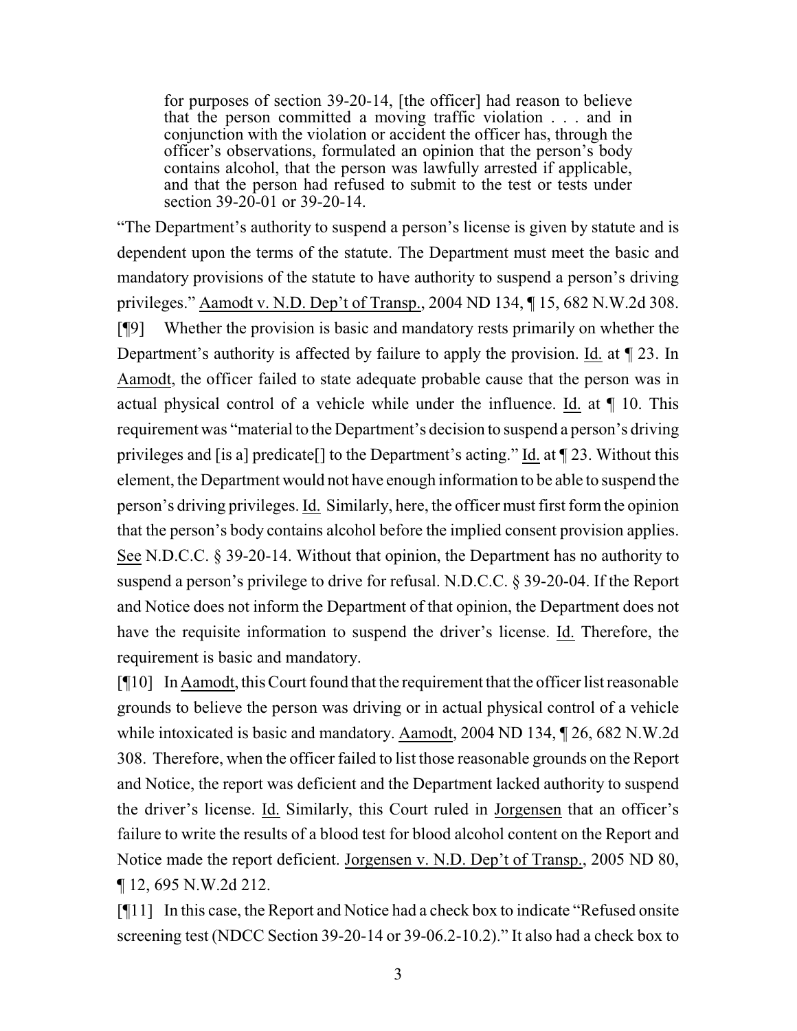> for purposes of section 39-20-14, [the officer] had reason to believe that the person committed a moving traffic violation . . . and in conjunction with the violation or accident the officer has, through the officer's observations, formulated an opinion that the person's body contains alcohol, that the person was lawfully arrested if applicable, and that the person had refused to submit to the test or tests under section 39-20-01 or 39-20-14.

"The Department's authority to suspend a person's license is given by statute and is dependent upon the terms of the statute. The Department must meet the basic and mandatory provisions of the statute to have authority to suspend a person's driving privileges." Aamodt v. N.D. Dep't of Transp., 2004 ND 134, ¶ 15, 682 N.W.2d 308.

[¶9] Whether the provision is basic and mandatory rests primarily on whether the Department's authority is affected by failure to apply the provision. Id. at ¶ 23. In Aamodt, the officer failed to state adequate probable cause that the person was in actual physical control of a vehicle while under the influence. Id. at ¶ 10. This requirement was "material to the Department's decision to suspend a person's driving privileges and [is a] predicate[] to the Department's acting." Id. at ¶ 23. Without this element, the Department would not have enough information to be able to suspend the person's driving privileges. Id. Similarly, here, the officer must first form the opinion that the person's body contains alcohol before the implied consent provision applies. See N.D.C.C. § 39-20-14. Without that opinion, the Department has no authority to suspend a person's privilege to drive for refusal. N.D.C.C. § 39-20-04. If the Report and Notice does not inform the Department of that opinion, the Department does not have the requisite information to suspend the driver's license. Id. Therefore, the requirement is basic and mandatory.

[¶10] In Aamodt, this Court found that the requirement that the officer list reasonable grounds to believe the person was driving or in actual physical control of a vehicle while intoxicated is basic and mandatory. Aamodt, 2004 ND 134, ¶ 26, 682 N.W.2d 308. Therefore, when the officer failed to list those reasonable grounds on the Report and Notice, the report was deficient and the Department lacked authority to suspend the driver's license. Id. Similarly, this Court ruled in Jorgensen that an officer's failure to write the results of a blood test for blood alcohol content on the Report and Notice made the report deficient. Jorgensen v. N.D. Dep't of Transp., 2005 ND 80, ¶ 12, 695 N.W.2d 212.

[¶11] In this case, the Report and Notice had a check box to indicate "Refused onsite screening test (NDCC Section 39-20-14 or 39-06.2-10.2)." It also had a check box to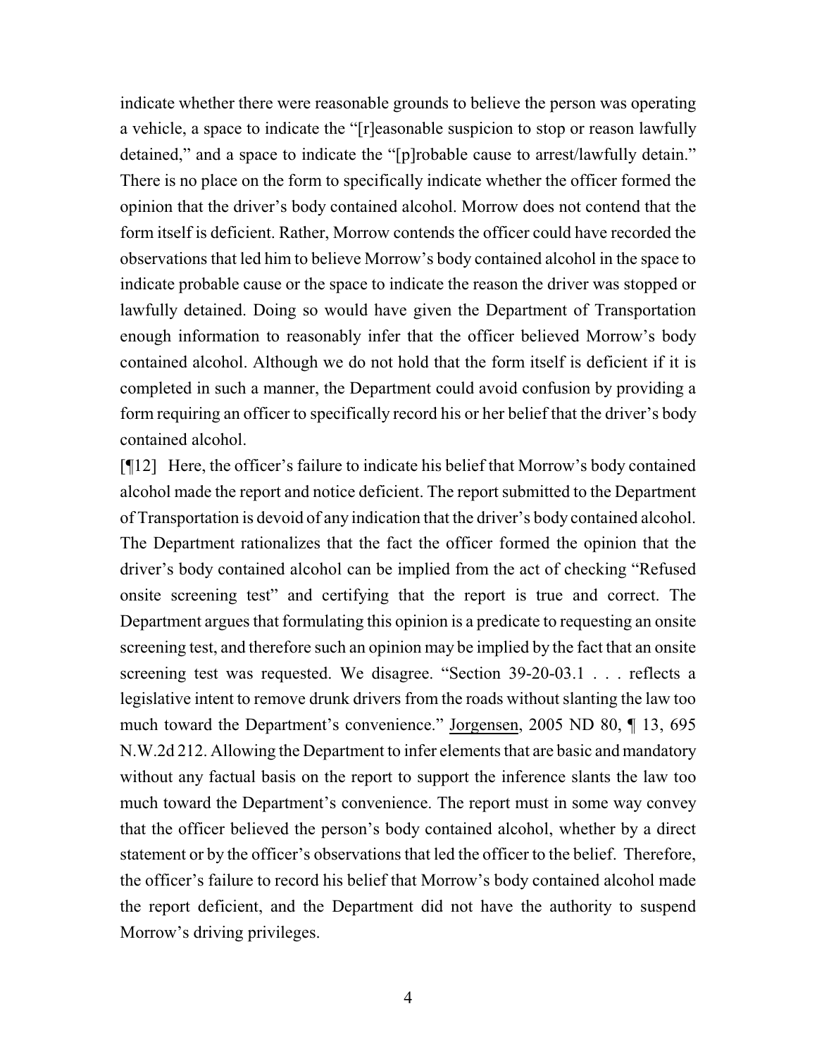indicate whether there were reasonable grounds to believe the person was operating a vehicle, a space to indicate the "[r]easonable suspicion to stop or reason lawfully detained," and a space to indicate the "[p]robable cause to arrest/lawfully detain." There is no place on the form to specifically indicate whether the officer formed the opinion that the driver's body contained alcohol. Morrow does not contend that the form itself is deficient. Rather, Morrow contends the officer could have recorded the observations that led him to believe Morrow's body contained alcohol in the space to indicate probable cause or the space to indicate the reason the driver was stopped or lawfully detained. Doing so would have given the Department of Transportation enough information to reasonably infer that the officer believed Morrow's body contained alcohol. Although we do not hold that the form itself is deficient if it is completed in such a manner, the Department could avoid confusion by providing a form requiring an officer to specifically record his or her belief that the driver's body contained alcohol.

[¶12] Here, the officer's failure to indicate his belief that Morrow's body contained alcohol made the report and notice deficient. The report submitted to the Department of Transportation is devoid of any indication that the driver's body contained alcohol. The Department rationalizes that the fact the officer formed the opinion that the driver's body contained alcohol can be implied from the act of checking "Refused onsite screening test" and certifying that the report is true and correct. The Department argues that formulating this opinion is a predicate to requesting an onsite screening test, and therefore such an opinion may be implied by the fact that an onsite screening test was requested. We disagree. "Section 39-20-03.1 . . . reflects a legislative intent to remove drunk drivers from the roads without slanting the law too much toward the Department's convenience." Jorgensen, 2005 ND 80, ¶ 13, 695 N.W.2d 212. Allowing the Department to infer elements that are basic and mandatory without any factual basis on the report to support the inference slants the law too much toward the Department's convenience. The report must in some way convey that the officer believed the person's body contained alcohol, whether by a direct statement or by the officer's observations that led the officer to the belief. Therefore, the officer's failure to record his belief that Morrow's body contained alcohol made the report deficient, and the Department did not have the authority to suspend Morrow's driving privileges.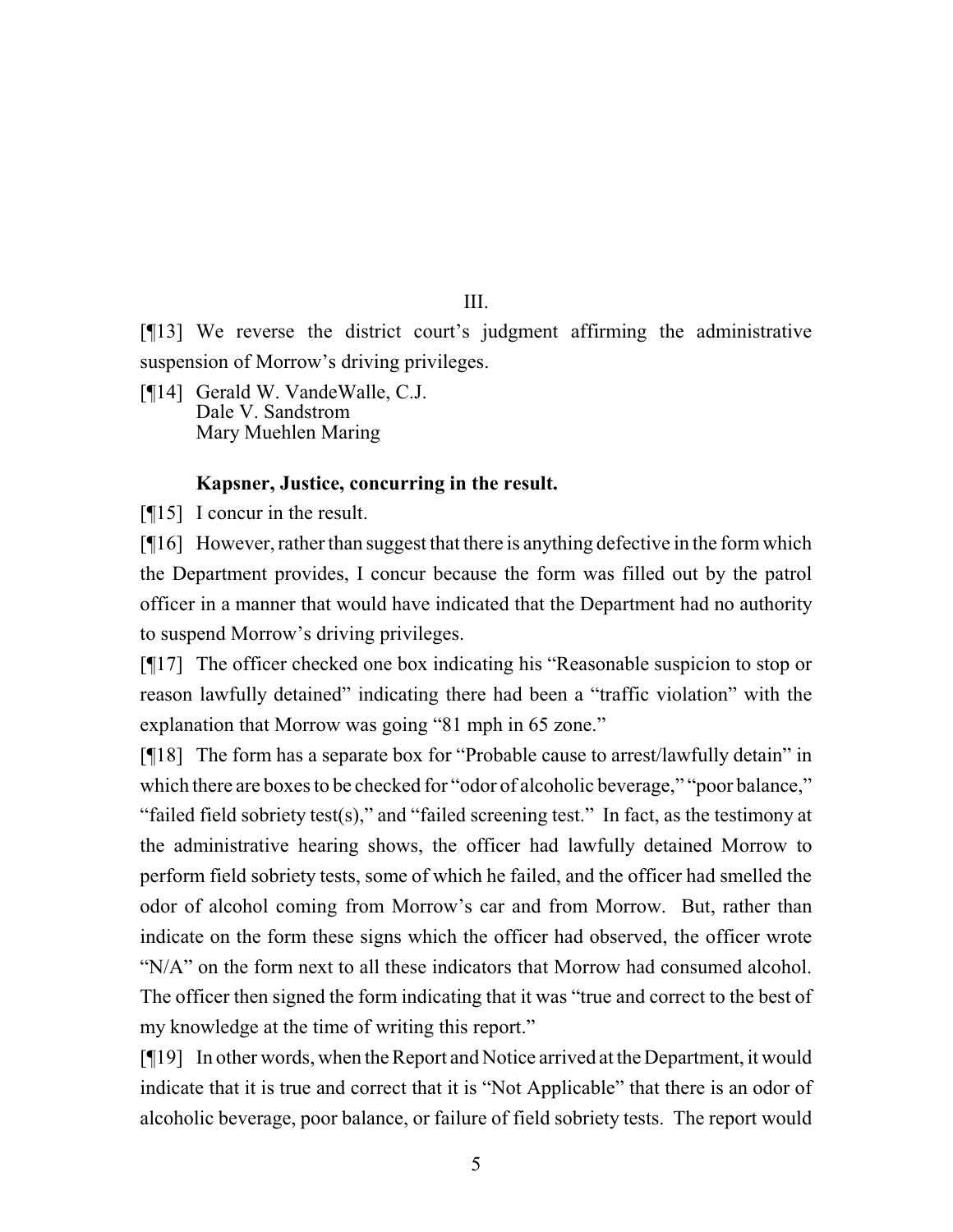III.

[¶13] We reverse the district court's judgment affirming the administrative suspension of Morrow's driving privileges.

[¶14] Gerald W. VandeWalle, C.J.
Dale V. Sandstrom
Mary Muehlen Maring

**Kapsner, Justice, concurring in the result.**

[¶15] I concur in the result.

[¶16] However, rather than suggest that there is anything defective in the form which the Department provides, I concur because the form was filled out by the patrol officer in a manner that would have indicated that the Department had no authority to suspend Morrow's driving privileges.

[¶17] The officer checked one box indicating his "Reasonable suspicion to stop or reason lawfully detained" indicating there had been a "traffic violation" with the explanation that Morrow was going "81 mph in 65 zone."

[¶18] The form has a separate box for "Probable cause to arrest/lawfully detain" in which there are boxes to be checked for "odor of alcoholic beverage," "poor balance," "failed field sobriety test(s)," and "failed screening test." In fact, as the testimony at the administrative hearing shows, the officer had lawfully detained Morrow to perform field sobriety tests, some of which he failed, and the officer had smelled the odor of alcohol coming from Morrow's car and from Morrow. But, rather than indicate on the form these signs which the officer had observed, the officer wrote "N/A" on the form next to all these indicators that Morrow had consumed alcohol. The officer then signed the form indicating that it was "true and correct to the best of my knowledge at the time of writing this report."

[¶19] In other words, when the Report and Notice arrived at the Department, it would indicate that it is true and correct that it is "Not Applicable" that there is an odor of alcoholic beverage, poor balance, or failure of field sobriety tests. The report would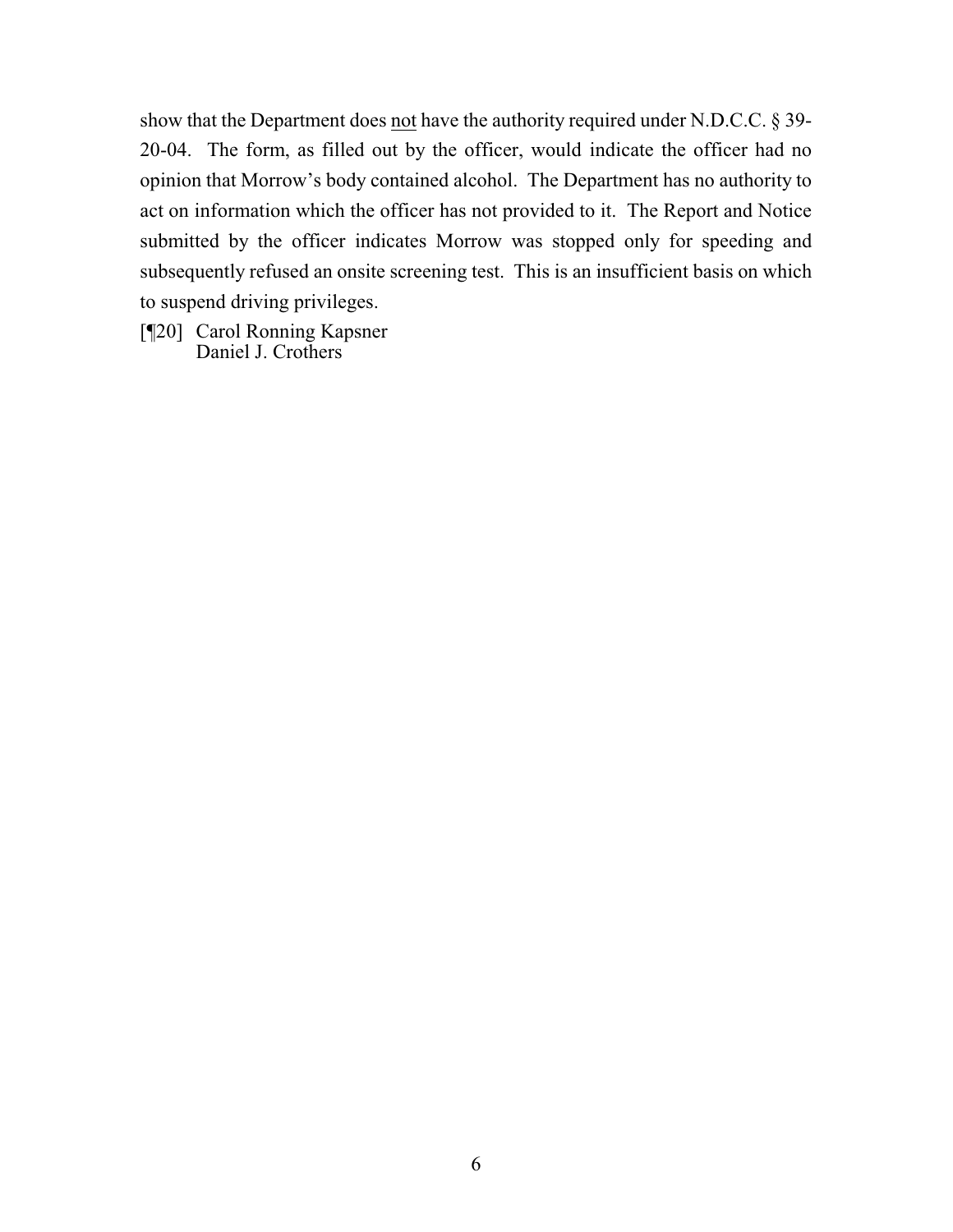show that the Department does <u>not</u> have the authority required under N.D.C.C. § 39-20-04. The form, as filled out by the officer, would indicate the officer had no opinion that Morrow's body contained alcohol. The Department has no authority to act on information which the officer has not provided to it. The Report and Notice submitted by the officer indicates Morrow was stopped only for speeding and subsequently refused an onsite screening test. This is an insufficient basis on which to suspend driving privileges.

[¶20] Carol Ronning Kapsner
Daniel J. Crothers